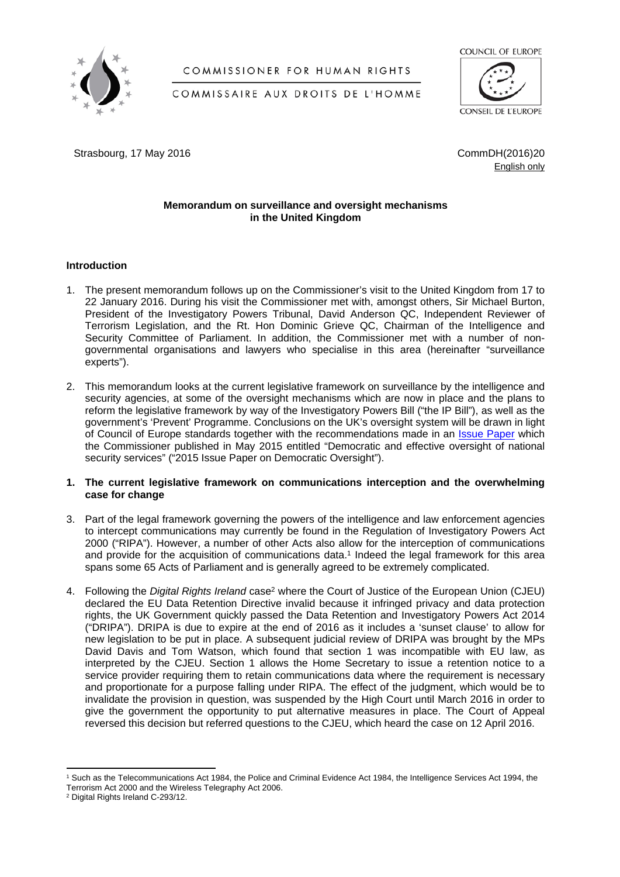COMMISSIONER FOR HUMAN RIGHTS

COMMISSAIRE AUX DROITS DE L'HOMME

COUNCIL OF EUROPE

CONSEIL DE L'EUROPE

Strasbourg, 17 May 2016

CommDH(2016)20
English only

**Memorandum on surveillance and oversight mechanisms in the United Kingdom**

## Introduction

1. The present memorandum follows up on the Commissioner's visit to the United Kingdom from 17 to 22 January 2016. During his visit the Commissioner met with, amongst others, Sir Michael Burton, President of the Investigatory Powers Tribunal, David Anderson QC, Independent Reviewer of Terrorism Legislation, and the Rt. Hon Dominic Grieve QC, Chairman of the Intelligence and Security Committee of Parliament. In addition, the Commissioner met with a number of non-governmental organisations and lawyers who specialise in this area (hereinafter "surveillance experts").

2. This memorandum looks at the current legislative framework on surveillance by the intelligence and security agencies, at some of the oversight mechanisms which are now in place and the plans to reform the legislative framework by way of the Investigatory Powers Bill ("the IP Bill"), as well as the government's 'Prevent' Programme. Conclusions on the UK's oversight system will be drawn in light of Council of Europe standards together with the recommendations made in an Issue Paper which the Commissioner published in May 2015 entitled "Democratic and effective oversight of national security services" ("2015 Issue Paper on Democratic Oversight").

## 1. The current legislative framework on communications interception and the overwhelming case for change

3. Part of the legal framework governing the powers of the intelligence and law enforcement agencies to intercept communications may currently be found in the Regulation of Investigatory Powers Act 2000 ("RIPA"). However, a number of other Acts also allow for the interception of communications and provide for the acquisition of communications data.[1] Indeed the legal framework for this area spans some 65 Acts of Parliament and is generally agreed to be extremely complicated.

4. Following the *Digital Rights Ireland* case[2] where the Court of Justice of the European Union (CJEU) declared the EU Data Retention Directive invalid because it infringed privacy and data protection rights, the UK Government quickly passed the Data Retention and Investigatory Powers Act 2014 ("DRIPA"). DRIPA is due to expire at the end of 2016 as it includes a 'sunset clause' to allow for new legislation to be put in place. A subsequent judicial review of DRIPA was brought by the MPs David Davis and Tom Watson, which found that section 1 was incompatible with EU law, as interpreted by the CJEU. Section 1 allows the Home Secretary to issue a retention notice to a service provider requiring them to retain communications data where the requirement is necessary and proportionate for a purpose falling under RIPA. The effect of the judgment, which would be to invalidate the provision in question, was suspended by the High Court until March 2016 in order to give the government the opportunity to put alternative measures in place. The Court of Appeal reversed this decision but referred questions to the CJEU, which heard the case on 12 April 2016.

[1] Such as the Telecommunications Act 1984, the Police and Criminal Evidence Act 1984, the Intelligence Services Act 1994, the Terrorism Act 2000 and the Wireless Telegraphy Act 2006.

[2] Digital Rights Ireland C-293/12.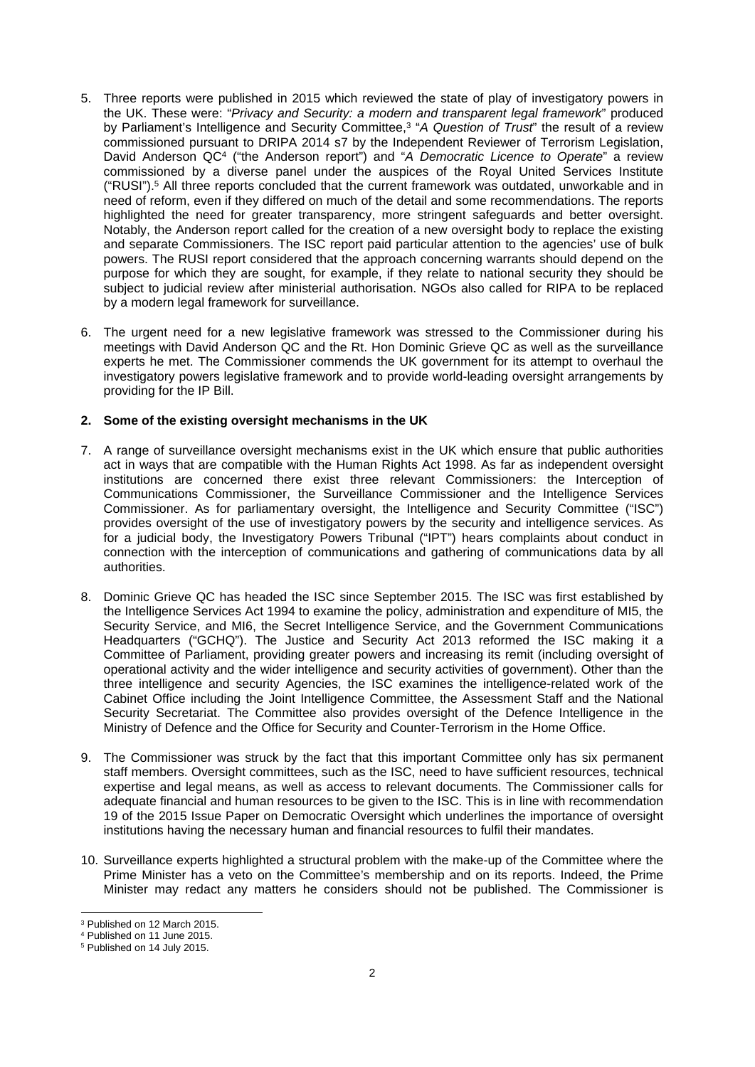5. Three reports were published in 2015 which reviewed the state of play of investigatory powers in the UK. These were: "*Privacy and Security: a modern and transparent legal framework*" produced by Parliament's Intelligence and Security Committee,[3] "*A Question of Trust*" the result of a review commissioned pursuant to DRIPA 2014 s7 by the Independent Reviewer of Terrorism Legislation, David Anderson QC[4] ("the Anderson report") and "*A Democratic Licence to Operate*" a review commissioned by a diverse panel under the auspices of the Royal United Services Institute ("RUSI").[5] All three reports concluded that the current framework was outdated, unworkable and in need of reform, even if they differed on much of the detail and some recommendations. The reports highlighted the need for greater transparency, more stringent safeguards and better oversight. Notably, the Anderson report called for the creation of a new oversight body to replace the existing and separate Commissioners. The ISC report paid particular attention to the agencies' use of bulk powers. The RUSI report considered that the approach concerning warrants should depend on the purpose for which they are sought, for example, if they relate to national security they should be subject to judicial review after ministerial authorisation. NGOs also called for RIPA to be replaced by a modern legal framework for surveillance.

6. The urgent need for a new legislative framework was stressed to the Commissioner during his meetings with David Anderson QC and the Rt. Hon Dominic Grieve QC as well as the surveillance experts he met. The Commissioner commends the UK government for its attempt to overhaul the investigatory powers legislative framework and to provide world-leading oversight arrangements by providing for the IP Bill.

## 2. Some of the existing oversight mechanisms in the UK

7. A range of surveillance oversight mechanisms exist in the UK which ensure that public authorities act in ways that are compatible with the Human Rights Act 1998. As far as independent oversight institutions are concerned there exist three relevant Commissioners: the Interception of Communications Commissioner, the Surveillance Commissioner and the Intelligence Services Commissioner. As for parliamentary oversight, the Intelligence and Security Committee ("ISC") provides oversight of the use of investigatory powers by the security and intelligence services. As for a judicial body, the Investigatory Powers Tribunal ("IPT") hears complaints about conduct in connection with the interception of communications and gathering of communications data by all authorities.

8. Dominic Grieve QC has headed the ISC since September 2015. The ISC was first established by the Intelligence Services Act 1994 to examine the policy, administration and expenditure of MI5, the Security Service, and MI6, the Secret Intelligence Service, and the Government Communications Headquarters ("GCHQ"). The Justice and Security Act 2013 reformed the ISC making it a Committee of Parliament, providing greater powers and increasing its remit (including oversight of operational activity and the wider intelligence and security activities of government). Other than the three intelligence and security Agencies, the ISC examines the intelligence-related work of the Cabinet Office including the Joint Intelligence Committee, the Assessment Staff and the National Security Secretariat. The Committee also provides oversight of the Defence Intelligence in the Ministry of Defence and the Office for Security and Counter-Terrorism in the Home Office.

9. The Commissioner was struck by the fact that this important Committee only has six permanent staff members. Oversight committees, such as the ISC, need to have sufficient resources, technical expertise and legal means, as well as access to relevant documents. The Commissioner calls for adequate financial and human resources to be given to the ISC. This is in line with recommendation 19 of the 2015 Issue Paper on Democratic Oversight which underlines the importance of oversight institutions having the necessary human and financial resources to fulfil their mandates.

10. Surveillance experts highlighted a structural problem with the make-up of the Committee where the Prime Minister has a veto on the Committee's membership and on its reports. Indeed, the Prime Minister may redact any matters he considers should not be published. The Commissioner is

---

[3] Published on 12 March 2015.
[4] Published on 11 June 2015.
[5] Published on 14 July 2015.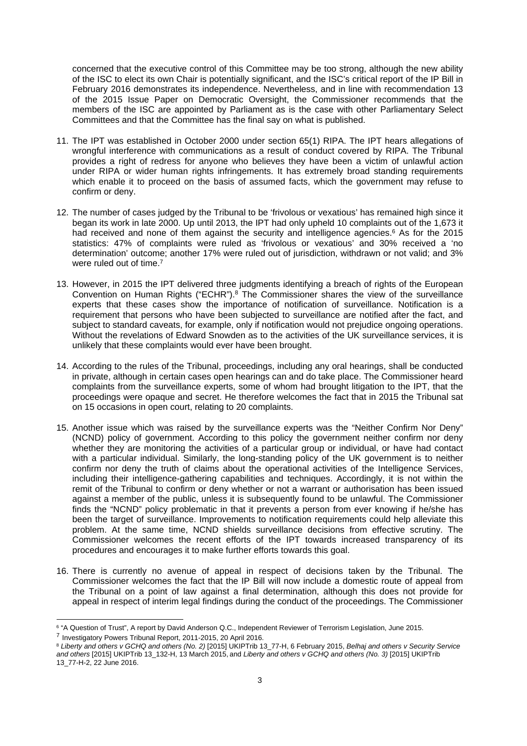concerned that the executive control of this Committee may be too strong, although the new ability of the ISC to elect its own Chair is potentially significant, and the ISC's critical report of the IP Bill in February 2016 demonstrates its independence. Nevertheless, and in line with recommendation 13 of the 2015 Issue Paper on Democratic Oversight, the Commissioner recommends that the members of the ISC are appointed by Parliament as is the case with other Parliamentary Select Committees and that the Committee has the final say on what is published.

11. The IPT was established in October 2000 under section 65(1) RIPA. The IPT hears allegations of wrongful interference with communications as a result of conduct covered by RIPA. The Tribunal provides a right of redress for anyone who believes they have been a victim of unlawful action under RIPA or wider human rights infringements. It has extremely broad standing requirements which enable it to proceed on the basis of assumed facts, which the government may refuse to confirm or deny.

12. The number of cases judged by the Tribunal to be 'frivolous or vexatious' has remained high since it began its work in late 2000. Up until 2013, the IPT had only upheld 10 complaints out of the 1,673 it had received and none of them against the security and intelligence agencies.[6] As for the 2015 statistics: 47% of complaints were ruled as 'frivolous or vexatious' and 30% received a 'no determination' outcome; another 17% were ruled out of jurisdiction, withdrawn or not valid; and 3% were ruled out of time.[7]

13. However, in 2015 the IPT delivered three judgments identifying a breach of rights of the European Convention on Human Rights ("ECHR").[8] The Commissioner shares the view of the surveillance experts that these cases show the importance of notification of surveillance. Notification is a requirement that persons who have been subjected to surveillance are notified after the fact, and subject to standard caveats, for example, only if notification would not prejudice ongoing operations. Without the revelations of Edward Snowden as to the activities of the UK surveillance services, it is unlikely that these complaints would ever have been brought.

14. According to the rules of the Tribunal, proceedings, including any oral hearings, shall be conducted in private, although in certain cases open hearings can and do take place. The Commissioner heard complaints from the surveillance experts, some of whom had brought litigation to the IPT, that the proceedings were opaque and secret. He therefore welcomes the fact that in 2015 the Tribunal sat on 15 occasions in open court, relating to 20 complaints.

15. Another issue which was raised by the surveillance experts was the "Neither Confirm Nor Deny" (NCND) policy of government. According to this policy the government neither confirm nor deny whether they are monitoring the activities of a particular group or individual, or have had contact with a particular individual. Similarly, the long-standing policy of the UK government is to neither confirm nor deny the truth of claims about the operational activities of the Intelligence Services, including their intelligence-gathering capabilities and techniques. Accordingly, it is not within the remit of the Tribunal to confirm or deny whether or not a warrant or authorisation has been issued against a member of the public, unless it is subsequently found to be unlawful. The Commissioner finds the "NCND" policy problematic in that it prevents a person from ever knowing if he/she has been the target of surveillance. Improvements to notification requirements could help alleviate this problem. At the same time, NCND shields surveillance decisions from effective scrutiny. The Commissioner welcomes the recent efforts of the IPT towards increased transparency of its procedures and encourages it to make further efforts towards this goal.

16. There is currently no avenue of appeal in respect of decisions taken by the Tribunal. The Commissioner welcomes the fact that the IP Bill will now include a domestic route of appeal from the Tribunal on a point of law against a final determination, although this does not provide for appeal in respect of interim legal findings during the conduct of the proceedings. The Commissioner

---

[6] "A Question of Trust", A report by David Anderson Q.C., Independent Reviewer of Terrorism Legislation, June 2015.

[7] Investigatory Powers Tribunal Report, 2011-2015, 20 April 2016.

[8] *Liberty and others v GCHQ and others (No. 2)* [2015] UKIPTrib 13_77-H, 6 February 2015, *Belhaj and others v Security Service and others* [2015] UKIPTrib 13_132-H, 13 March 2015, and *Liberty and others v GCHQ and others (No. 3)* [2015] UKIPTrib 13_77-H-2, 22 June 2016.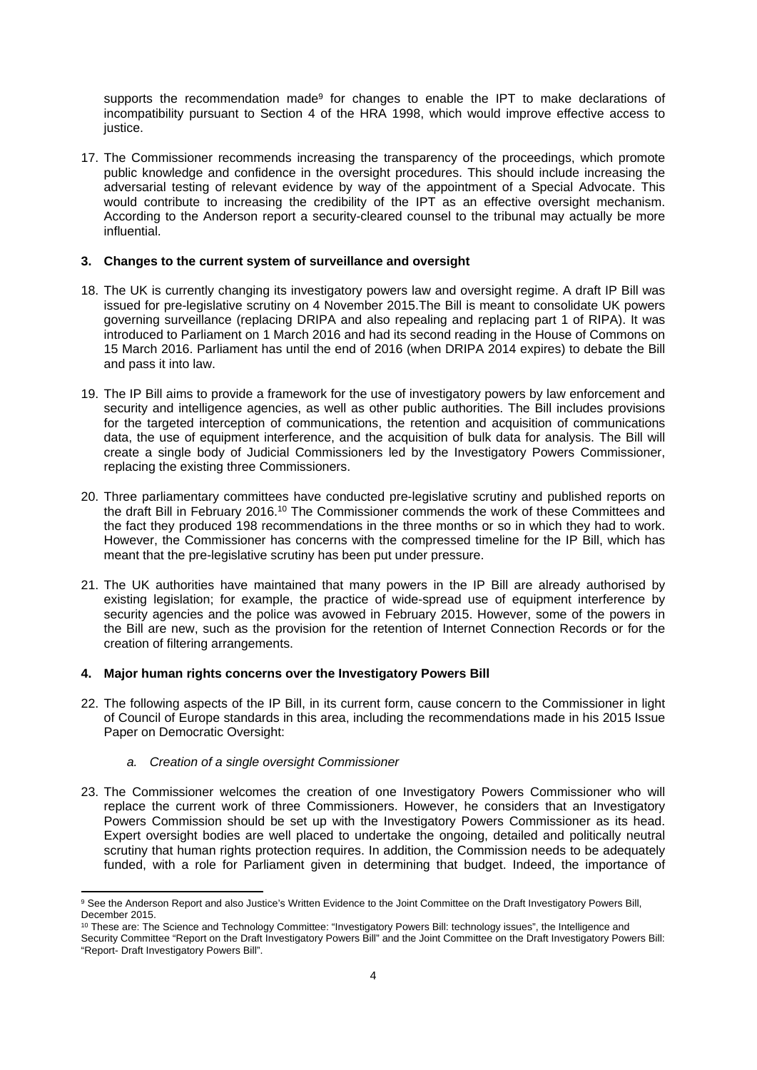supports the recommendation made[9] for changes to enable the IPT to make declarations of incompatibility pursuant to Section 4 of the HRA 1998, which would improve effective access to justice.

17. The Commissioner recommends increasing the transparency of the proceedings, which promote public knowledge and confidence in the oversight procedures. This should include increasing the adversarial testing of relevant evidence by way of the appointment of a Special Advocate. This would contribute to increasing the credibility of the IPT as an effective oversight mechanism. According to the Anderson report a security-cleared counsel to the tribunal may actually be more influential.

### 3. Changes to the current system of surveillance and oversight

18. The UK is currently changing its investigatory powers law and oversight regime. A draft IP Bill was issued for pre-legislative scrutiny on 4 November 2015.The Bill is meant to consolidate UK powers governing surveillance (replacing DRIPA and also repealing and replacing part 1 of RIPA). It was introduced to Parliament on 1 March 2016 and had its second reading in the House of Commons on 15 March 2016. Parliament has until the end of 2016 (when DRIPA 2014 expires) to debate the Bill and pass it into law.

19. The IP Bill aims to provide a framework for the use of investigatory powers by law enforcement and security and intelligence agencies, as well as other public authorities. The Bill includes provisions for the targeted interception of communications, the retention and acquisition of communications data, the use of equipment interference, and the acquisition of bulk data for analysis. The Bill will create a single body of Judicial Commissioners led by the Investigatory Powers Commissioner, replacing the existing three Commissioners.

20. Three parliamentary committees have conducted pre-legislative scrutiny and published reports on the draft Bill in February 2016.[10] The Commissioner commends the work of these Committees and the fact they produced 198 recommendations in the three months or so in which they had to work. However, the Commissioner has concerns with the compressed timeline for the IP Bill, which has meant that the pre-legislative scrutiny has been put under pressure.

21. The UK authorities have maintained that many powers in the IP Bill are already authorised by existing legislation; for example, the practice of wide-spread use of equipment interference by security agencies and the police was avowed in February 2015. However, some of the powers in the Bill are new, such as the provision for the retention of Internet Connection Records or for the creation of filtering arrangements.

### 4. Major human rights concerns over the Investigatory Powers Bill

22. The following aspects of the IP Bill, in its current form, cause concern to the Commissioner in light of Council of Europe standards in this area, including the recommendations made in his 2015 Issue Paper on Democratic Oversight:

    a. *Creation of a single oversight Commissioner*

23. The Commissioner welcomes the creation of one Investigatory Powers Commissioner who will replace the current work of three Commissioners. However, he considers that an Investigatory Powers Commission should be set up with the Investigatory Powers Commissioner as its head. Expert oversight bodies are well placed to undertake the ongoing, detailed and politically neutral scrutiny that human rights protection requires. In addition, the Commission needs to be adequately funded, with a role for Parliament given in determining that budget. Indeed, the importance of

---

[9] See the Anderson Report and also Justice's Written Evidence to the Joint Committee on the Draft Investigatory Powers Bill, December 2015.

[10] These are: The Science and Technology Committee: "Investigatory Powers Bill: technology issues", the Intelligence and Security Committee "Report on the Draft Investigatory Powers Bill" and the Joint Committee on the Draft Investigatory Powers Bill: "Report- Draft Investigatory Powers Bill".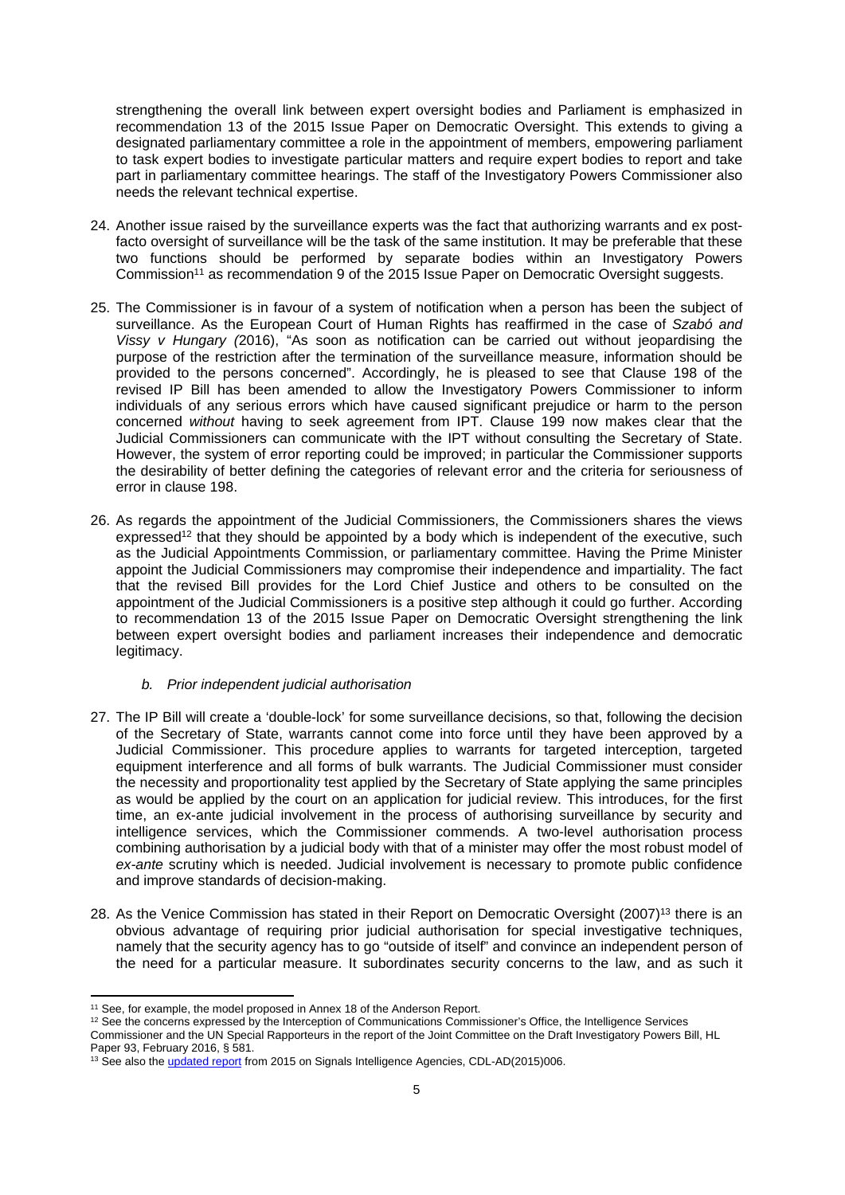strengthening the overall link between expert oversight bodies and Parliament is emphasized in recommendation 13 of the 2015 Issue Paper on Democratic Oversight. This extends to giving a designated parliamentary committee a role in the appointment of members, empowering parliament to task expert bodies to investigate particular matters and require expert bodies to report and take part in parliamentary committee hearings. The staff of the Investigatory Powers Commissioner also needs the relevant technical expertise.

24. Another issue raised by the surveillance experts was the fact that authorizing warrants and ex post-facto oversight of surveillance will be the task of the same institution. It may be preferable that these two functions should be performed by separate bodies within an Investigatory Powers Commission[11] as recommendation 9 of the 2015 Issue Paper on Democratic Oversight suggests.

25. The Commissioner is in favour of a system of notification when a person has been the subject of surveillance. As the European Court of Human Rights has reaffirmed in the case of *Szabó and Vissy v Hungary (*2016), "As soon as notification can be carried out without jeopardising the purpose of the restriction after the termination of the surveillance measure, information should be provided to the persons concerned". Accordingly, he is pleased to see that Clause 198 of the revised IP Bill has been amended to allow the Investigatory Powers Commissioner to inform individuals of any serious errors which have caused significant prejudice or harm to the person concerned *without* having to seek agreement from IPT. Clause 199 now makes clear that the Judicial Commissioners can communicate with the IPT without consulting the Secretary of State. However, the system of error reporting could be improved; in particular the Commissioner supports the desirability of better defining the categories of relevant error and the criteria for seriousness of error in clause 198.

26. As regards the appointment of the Judicial Commissioners, the Commissioners shares the views expressed[12] that they should be appointed by a body which is independent of the executive, such as the Judicial Appointments Commission, or parliamentary committee. Having the Prime Minister appoint the Judicial Commissioners may compromise their independence and impartiality. The fact that the revised Bill provides for the Lord Chief Justice and others to be consulted on the appointment of the Judicial Commissioners is a positive step although it could go further. According to recommendation 13 of the 2015 Issue Paper on Democratic Oversight strengthening the link between expert oversight bodies and parliament increases their independence and democratic legitimacy.

### *b. Prior independent judicial authorisation*

27. The IP Bill will create a 'double-lock' for some surveillance decisions, so that, following the decision of the Secretary of State, warrants cannot come into force until they have been approved by a Judicial Commissioner. This procedure applies to warrants for targeted interception, targeted equipment interference and all forms of bulk warrants. The Judicial Commissioner must consider the necessity and proportionality test applied by the Secretary of State applying the same principles as would be applied by the court on an application for judicial review. This introduces, for the first time, an ex-ante judicial involvement in the process of authorising surveillance by security and intelligence services, which the Commissioner commends. A two-level authorisation process combining authorisation by a judicial body with that of a minister may offer the most robust model of *ex-ante* scrutiny which is needed. Judicial involvement is necessary to promote public confidence and improve standards of decision-making.

28. As the Venice Commission has stated in their Report on Democratic Oversight (2007)[13] there is an obvious advantage of requiring prior judicial authorisation for special investigative techniques, namely that the security agency has to go "outside of itself" and convince an independent person of the need for a particular measure. It subordinates security concerns to the law, and as such it

---

[11] See, for example, the model proposed in Annex 18 of the Anderson Report.

[12] See the concerns expressed by the Interception of Communications Commissioner's Office, the Intelligence Services Commissioner and the UN Special Rapporteurs in the report of the Joint Committee on the Draft Investigatory Powers Bill, HL Paper 93, February 2016, § 581.

[13] See also the updated report from 2015 on Signals Intelligence Agencies, CDL-AD(2015)006.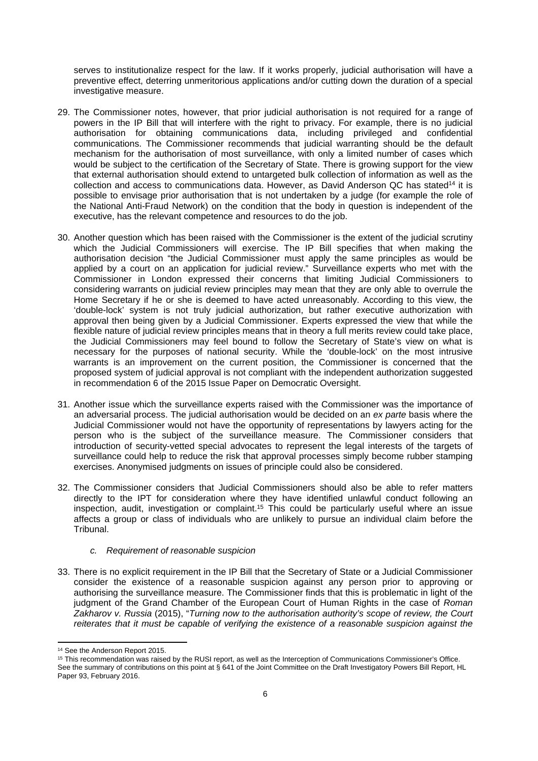serves to institutionalize respect for the law. If it works properly, judicial authorisation will have a preventive effect, deterring unmeritorious applications and/or cutting down the duration of a special investigative measure.

29. The Commissioner notes, however, that prior judicial authorisation is not required for a range of powers in the IP Bill that will interfere with the right to privacy. For example, there is no judicial authorisation for obtaining communications data, including privileged and confidential communications. The Commissioner recommends that judicial warranting should be the default mechanism for the authorisation of most surveillance, with only a limited number of cases which would be subject to the certification of the Secretary of State. There is growing support for the view that external authorisation should extend to untargeted bulk collection of information as well as the collection and access to communications data. However, as David Anderson QC has stated[14] it is possible to envisage prior authorisation that is not undertaken by a judge (for example the role of the National Anti-Fraud Network) on the condition that the body in question is independent of the executive, has the relevant competence and resources to do the job.

30. Another question which has been raised with the Commissioner is the extent of the judicial scrutiny which the Judicial Commissioners will exercise. The IP Bill specifies that when making the authorisation decision "the Judicial Commissioner must apply the same principles as would be applied by a court on an application for judicial review." Surveillance experts who met with the Commissioner in London expressed their concerns that limiting Judicial Commissioners to considering warrants on judicial review principles may mean that they are only able to overrule the Home Secretary if he or she is deemed to have acted unreasonably. According to this view, the 'double-lock' system is not truly judicial authorization, but rather executive authorization with approval then being given by a Judicial Commissioner. Experts expressed the view that while the flexible nature of judicial review principles means that in theory a full merits review could take place, the Judicial Commissioners may feel bound to follow the Secretary of State's view on what is necessary for the purposes of national security. While the 'double-lock' on the most intrusive warrants is an improvement on the current position, the Commissioner is concerned that the proposed system of judicial approval is not compliant with the independent authorization suggested in recommendation 6 of the 2015 Issue Paper on Democratic Oversight.

31. Another issue which the surveillance experts raised with the Commissioner was the importance of an adversarial process. The judicial authorisation would be decided on an *ex parte* basis where the Judicial Commissioner would not have the opportunity of representations by lawyers acting for the person who is the subject of the surveillance measure. The Commissioner considers that introduction of security-vetted special advocates to represent the legal interests of the targets of surveillance could help to reduce the risk that approval processes simply become rubber stamping exercises. Anonymised judgments on issues of principle could also be considered.

32. The Commissioner considers that Judicial Commissioners should also be able to refer matters directly to the IPT for consideration where they have identified unlawful conduct following an inspection, audit, investigation or complaint.[15] This could be particularly useful where an issue affects a group or class of individuals who are unlikely to pursue an individual claim before the Tribunal.

### *c. Requirement of reasonable suspicion*

33. There is no explicit requirement in the IP Bill that the Secretary of State or a Judicial Commissioner consider the existence of a reasonable suspicion against any person prior to approving or authorising the surveillance measure. The Commissioner finds that this is problematic in light of the judgment of the Grand Chamber of the European Court of Human Rights in the case of *Roman Zakharov v. Russia* (2015), "*Turning now to the authorisation authority's scope of review, the Court reiterates that it must be capable of verifying the existence of a reasonable suspicion against the*

---

[14] See the Anderson Report 2015.

[15] This recommendation was raised by the RUSI report, as well as the Interception of Communications Commissioner's Office. See the summary of contributions on this point at § 641 of the Joint Committee on the Draft Investigatory Powers Bill Report, HL Paper 93, February 2016.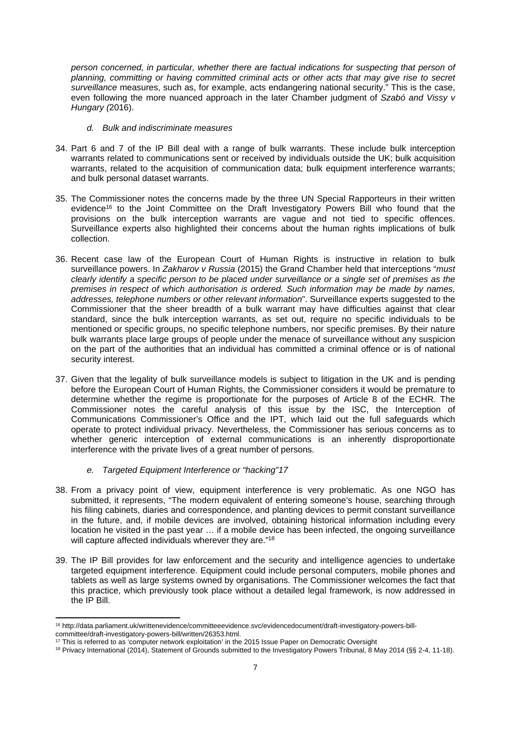*person concerned, in particular, whether there are factual indications for suspecting that person of planning, committing or having committed criminal acts or other acts that may give rise to secret surveillance* measures, such as, for example, acts endangering national security." This is the case, even following the more nuanced approach in the later Chamber judgment of *Szabó and Vissy v Hungary (*2016).

*d. Bulk and indiscriminate measures*

34. Part 6 and 7 of the IP Bill deal with a range of bulk warrants. These include bulk interception warrants related to communications sent or received by individuals outside the UK; bulk acquisition warrants, related to the acquisition of communication data; bulk equipment interference warrants; and bulk personal dataset warrants.

35. The Commissioner notes the concerns made by the three UN Special Rapporteurs in their written evidence[16] to the Joint Committee on the Draft Investigatory Powers Bill who found that the provisions on the bulk interception warrants are vague and not tied to specific offences. Surveillance experts also highlighted their concerns about the human rights implications of bulk collection.

36. Recent case law of the European Court of Human Rights is instructive in relation to bulk surveillance powers. In *Zakharov v Russia* (2015) the Grand Chamber held that interceptions "*must clearly identify a specific person to be placed under surveillance or a single set of premises as the premises in respect of which authorisation is ordered. Such information may be made by names, addresses, telephone numbers or other relevant information*". Surveillance experts suggested to the Commissioner that the sheer breadth of a bulk warrant may have difficulties against that clear standard, since the bulk interception warrants, as set out, require no specific individuals to be mentioned or specific groups, no specific telephone numbers, nor specific premises. By their nature bulk warrants place large groups of people under the menace of surveillance without any suspicion on the part of the authorities that an individual has committed a criminal offence or is of national security interest.

37. Given that the legality of bulk surveillance models is subject to litigation in the UK and is pending before the European Court of Human Rights, the Commissioner considers it would be premature to determine whether the regime is proportionate for the purposes of Article 8 of the ECHR. The Commissioner notes the careful analysis of this issue by the ISC, the Interception of Communications Commissioner's Office and the IPT, which laid out the full safeguards which operate to protect individual privacy. Nevertheless, the Commissioner has serious concerns as to whether generic interception of external communications is an inherently disproportionate interference with the private lives of a great number of persons.

*e. Targeted Equipment Interference or "hacking"17*

38. From a privacy point of view, equipment interference is very problematic. As one NGO has submitted, it represents, "The modern equivalent of entering someone's house, searching through his filing cabinets, diaries and correspondence, and planting devices to permit constant surveillance in the future, and, if mobile devices are involved, obtaining historical information including every location he visited in the past year … if a mobile device has been infected, the ongoing surveillance will capture affected individuals wherever they are."[18]

39. The IP Bill provides for law enforcement and the security and intelligence agencies to undertake targeted equipment interference. Equipment could include personal computers, mobile phones and tablets as well as large systems owned by organisations. The Commissioner welcomes the fact that this practice, which previously took place without a detailed legal framework, is now addressed in the IP Bill.

---

[16] http://data.parliament.uk/writtenevidence/committeeevidence.svc/evidencedocument/draft-investigatory-powers-bill-committee/draft-investigatory-powers-bill/written/26353.html.

[17] This is referred to as 'computer network exploitation' in the 2015 Issue Paper on Democratic Oversight

[18] Privacy International (2014), Statement of Grounds submitted to the Investigatory Powers Tribunal, 8 May 2014 (§§ 2-4, 11-18).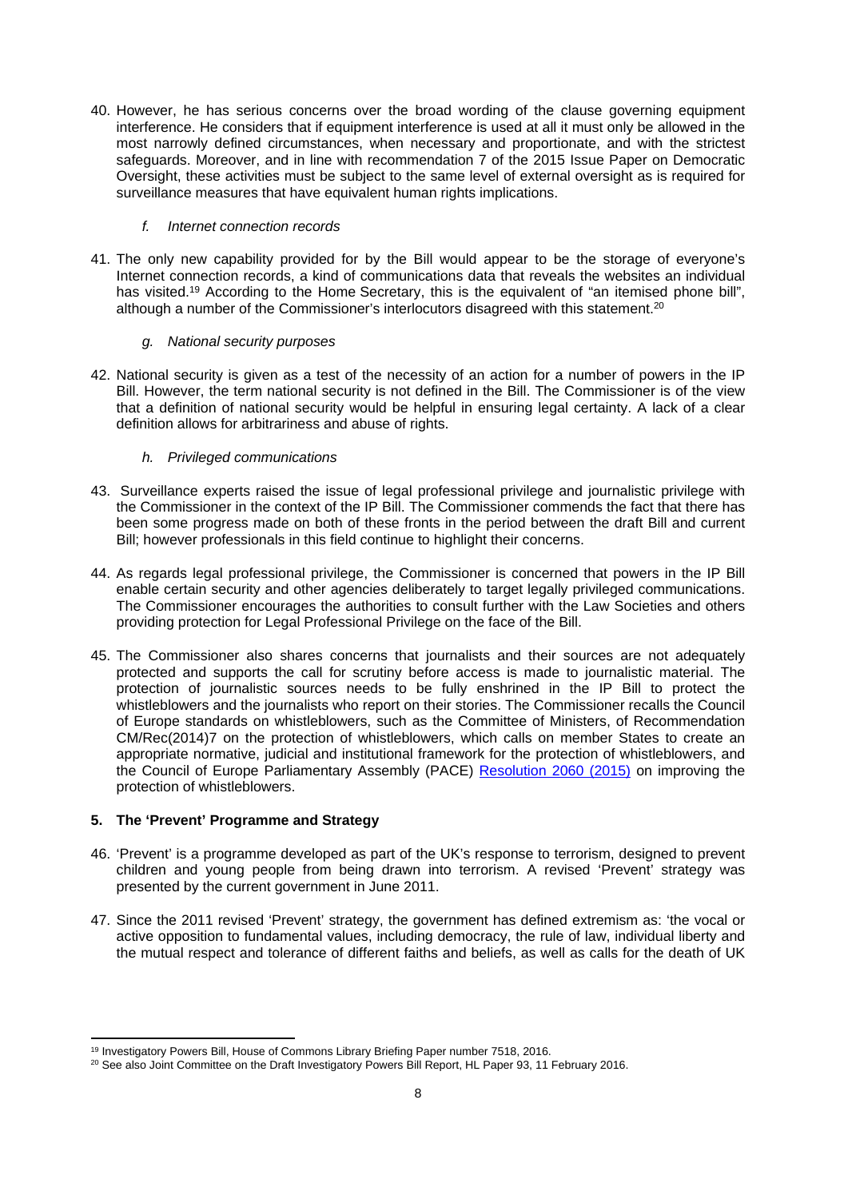40. However, he has serious concerns over the broad wording of the clause governing equipment interference. He considers that if equipment interference is used at all it must only be allowed in the most narrowly defined circumstances, when necessary and proportionate, and with the strictest safeguards. Moreover, and in line with recommendation 7 of the 2015 Issue Paper on Democratic Oversight, these activities must be subject to the same level of external oversight as is required for surveillance measures that have equivalent human rights implications.

### *f. Internet connection records*

41. The only new capability provided for by the Bill would appear to be the storage of everyone's Internet connection records, a kind of communications data that reveals the websites an individual has visited.[19] According to the Home Secretary, this is the equivalent of "an itemised phone bill", although a number of the Commissioner's interlocutors disagreed with this statement.[20]

### *g. National security purposes*

42. National security is given as a test of the necessity of an action for a number of powers in the IP Bill. However, the term national security is not defined in the Bill. The Commissioner is of the view that a definition of national security would be helpful in ensuring legal certainty. A lack of a clear definition allows for arbitrariness and abuse of rights.

### *h. Privileged communications*

43. Surveillance experts raised the issue of legal professional privilege and journalistic privilege with the Commissioner in the context of the IP Bill. The Commissioner commends the fact that there has been some progress made on both of these fronts in the period between the draft Bill and current Bill; however professionals in this field continue to highlight their concerns.

44. As regards legal professional privilege, the Commissioner is concerned that powers in the IP Bill enable certain security and other agencies deliberately to target legally privileged communications. The Commissioner encourages the authorities to consult further with the Law Societies and others providing protection for Legal Professional Privilege on the face of the Bill.

45. The Commissioner also shares concerns that journalists and their sources are not adequately protected and supports the call for scrutiny before access is made to journalistic material. The protection of journalistic sources needs to be fully enshrined in the IP Bill to protect the whistleblowers and the journalists who report on their stories. The Commissioner recalls the Council of Europe standards on whistleblowers, such as the Committee of Ministers, of Recommendation CM/Rec(2014)7 on the protection of whistleblowers, which calls on member States to create an appropriate normative, judicial and institutional framework for the protection of whistleblowers, and the Council of Europe Parliamentary Assembly (PACE) Resolution 2060 (2015) on improving the protection of whistleblowers.

## 5. The 'Prevent' Programme and Strategy

46. 'Prevent' is a programme developed as part of the UK's response to terrorism, designed to prevent children and young people from being drawn into terrorism. A revised 'Prevent' strategy was presented by the current government in June 2011.

47. Since the 2011 revised 'Prevent' strategy, the government has defined extremism as: 'the vocal or active opposition to fundamental values, including democracy, the rule of law, individual liberty and the mutual respect and tolerance of different faiths and beliefs, as well as calls for the death of UK

---

[19] Investigatory Powers Bill, House of Commons Library Briefing Paper number 7518, 2016.

[20] See also Joint Committee on the Draft Investigatory Powers Bill Report, HL Paper 93, 11 February 2016.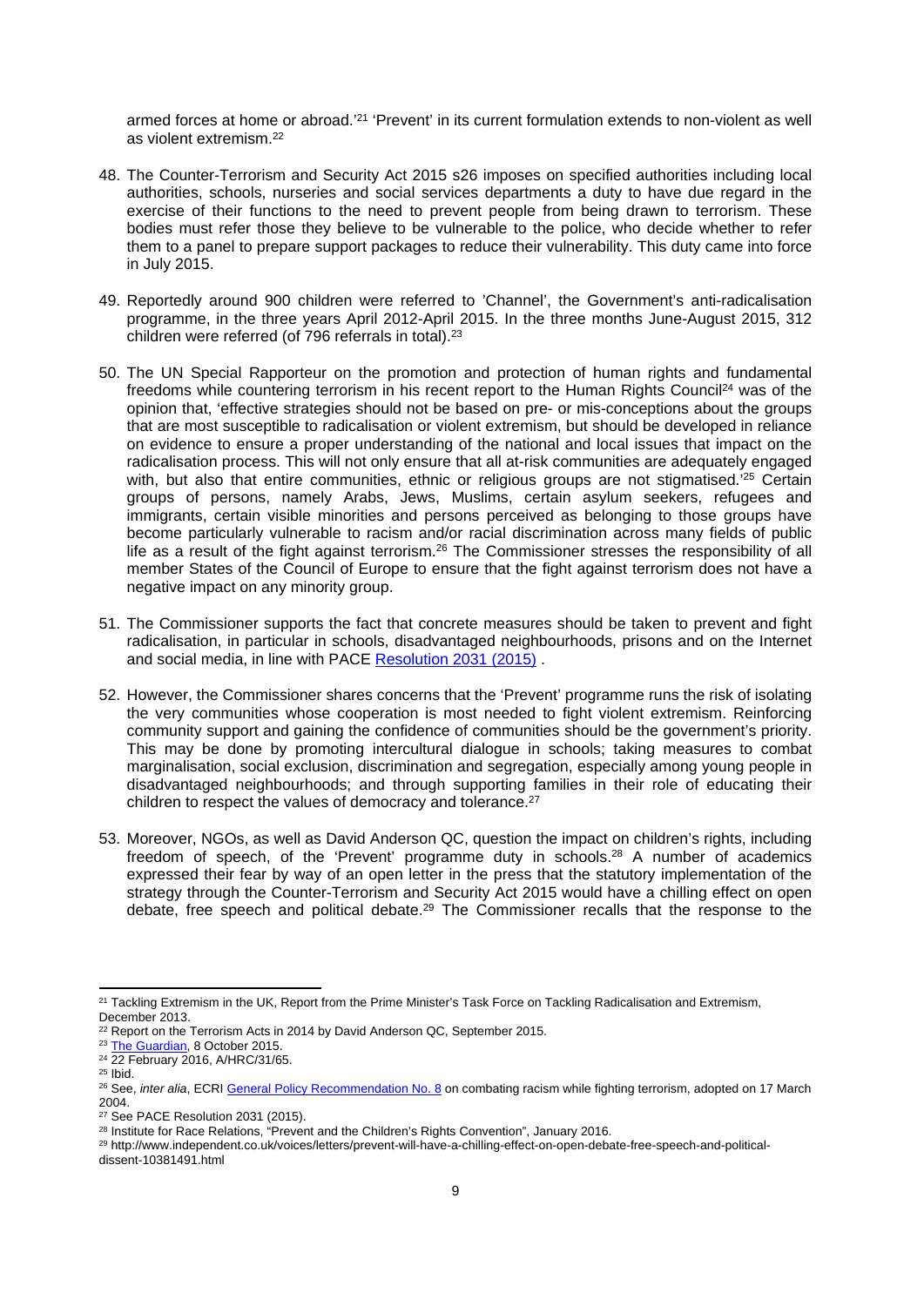armed forces at home or abroad.'[21] 'Prevent' in its current formulation extends to non-violent as well as violent extremism.[22]

48. The Counter-Terrorism and Security Act 2015 s26 imposes on specified authorities including local authorities, schools, nurseries and social services departments a duty to have due regard in the exercise of their functions to the need to prevent people from being drawn to terrorism. These bodies must refer those they believe to be vulnerable to the police, who decide whether to refer them to a panel to prepare support packages to reduce their vulnerability. This duty came into force in July 2015.

49. Reportedly around 900 children were referred to 'Channel', the Government's anti-radicalisation programme, in the three years April 2012-April 2015. In the three months June-August 2015, 312 children were referred (of 796 referrals in total).[23]

50. The UN Special Rapporteur on the promotion and protection of human rights and fundamental freedoms while countering terrorism in his recent report to the Human Rights Council[24] was of the opinion that, 'effective strategies should not be based on pre- or mis-conceptions about the groups that are most susceptible to radicalisation or violent extremism, but should be developed in reliance on evidence to ensure a proper understanding of the national and local issues that impact on the radicalisation process. This will not only ensure that all at-risk communities are adequately engaged with, but also that entire communities, ethnic or religious groups are not stigmatised.'[25] Certain groups of persons, namely Arabs, Jews, Muslims, certain asylum seekers, refugees and immigrants, certain visible minorities and persons perceived as belonging to those groups have become particularly vulnerable to racism and/or racial discrimination across many fields of public life as a result of the fight against terrorism.[26] The Commissioner stresses the responsibility of all member States of the Council of Europe to ensure that the fight against terrorism does not have a negative impact on any minority group.

51. The Commissioner supports the fact that concrete measures should be taken to prevent and fight radicalisation, in particular in schools, disadvantaged neighbourhoods, prisons and on the Internet and social media, in line with PACE Resolution 2031 (2015) .

52. However, the Commissioner shares concerns that the 'Prevent' programme runs the risk of isolating the very communities whose cooperation is most needed to fight violent extremism. Reinforcing community support and gaining the confidence of communities should be the government's priority. This may be done by promoting intercultural dialogue in schools; taking measures to combat marginalisation, social exclusion, discrimination and segregation, especially among young people in disadvantaged neighbourhoods; and through supporting families in their role of educating their children to respect the values of democracy and tolerance.[27]

53. Moreover, NGOs, as well as David Anderson QC, question the impact on children's rights, including freedom of speech, of the 'Prevent' programme duty in schools.[28] A number of academics expressed their fear by way of an open letter in the press that the statutory implementation of the strategy through the Counter-Terrorism and Security Act 2015 would have a chilling effect on open debate, free speech and political debate.[29] The Commissioner recalls that the response to the

---

[21] Tackling Extremism in the UK, Report from the Prime Minister's Task Force on Tackling Radicalisation and Extremism, December 2013.

[22] Report on the Terrorism Acts in 2014 by David Anderson QC, September 2015.

[23] The Guardian, 8 October 2015.

[24] 22 February 2016, A/HRC/31/65.

[25] Ibid.

[26] See, *inter alia*, ECRI General Policy Recommendation No. 8 on combating racism while fighting terrorism, adopted on 17 March 2004.

[27] See PACE Resolution 2031 (2015).

[28] Institute for Race Relations, "Prevent and the Children's Rights Convention", January 2016.

[29] http://www.independent.co.uk/voices/letters/prevent-will-have-a-chilling-effect-on-open-debate-free-speech-and-political-dissent-10381491.html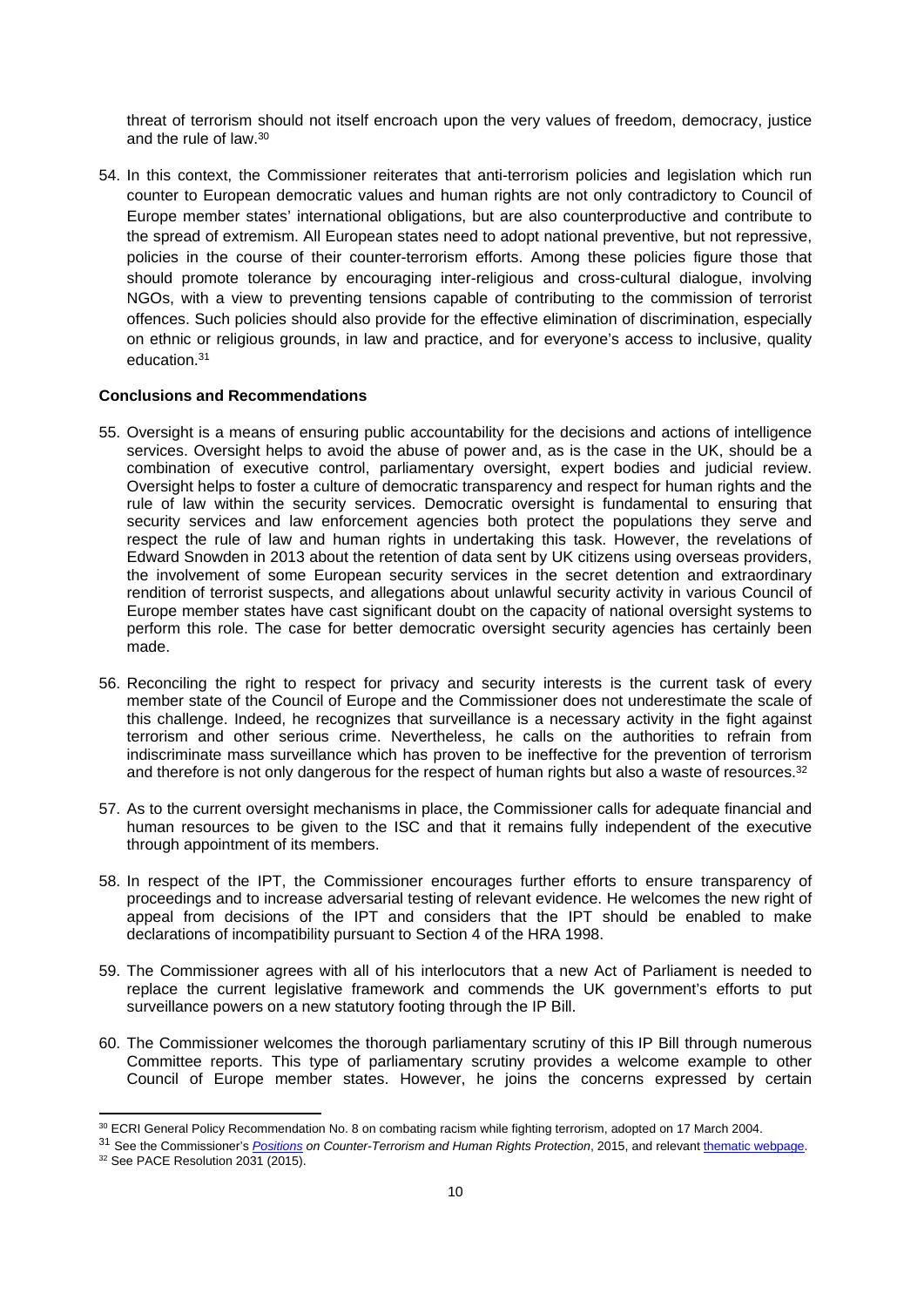threat of terrorism should not itself encroach upon the very values of freedom, democracy, justice and the rule of law.[30]

54. In this context, the Commissioner reiterates that anti-terrorism policies and legislation which run counter to European democratic values and human rights are not only contradictory to Council of Europe member states' international obligations, but are also counterproductive and contribute to the spread of extremism. All European states need to adopt national preventive, but not repressive, policies in the course of their counter-terrorism efforts. Among these policies figure those that should promote tolerance by encouraging inter-religious and cross-cultural dialogue, involving NGOs, with a view to preventing tensions capable of contributing to the commission of terrorist offences. Such policies should also provide for the effective elimination of discrimination, especially on ethnic or religious grounds, in law and practice, and for everyone's access to inclusive, quality education.[31]

**Conclusions and Recommendations**

55. Oversight is a means of ensuring public accountability for the decisions and actions of intelligence services. Oversight helps to avoid the abuse of power and, as is the case in the UK, should be a combination of executive control, parliamentary oversight, expert bodies and judicial review. Oversight helps to foster a culture of democratic transparency and respect for human rights and the rule of law within the security services. Democratic oversight is fundamental to ensuring that security services and law enforcement agencies both protect the populations they serve and respect the rule of law and human rights in undertaking this task. However, the revelations of Edward Snowden in 2013 about the retention of data sent by UK citizens using overseas providers, the involvement of some European security services in the secret detention and extraordinary rendition of terrorist suspects, and allegations about unlawful security activity in various Council of Europe member states have cast significant doubt on the capacity of national oversight systems to perform this role. The case for better democratic oversight security agencies has certainly been made.

56. Reconciling the right to respect for privacy and security interests is the current task of every member state of the Council of Europe and the Commissioner does not underestimate the scale of this challenge. Indeed, he recognizes that surveillance is a necessary activity in the fight against terrorism and other serious crime. Nevertheless, he calls on the authorities to refrain from indiscriminate mass surveillance which has proven to be ineffective for the prevention of terrorism and therefore is not only dangerous for the respect of human rights but also a waste of resources.[32]

57. As to the current oversight mechanisms in place, the Commissioner calls for adequate financial and human resources to be given to the ISC and that it remains fully independent of the executive through appointment of its members.

58. In respect of the IPT, the Commissioner encourages further efforts to ensure transparency of proceedings and to increase adversarial testing of relevant evidence. He welcomes the new right of appeal from decisions of the IPT and considers that the IPT should be enabled to make declarations of incompatibility pursuant to Section 4 of the HRA 1998.

59. The Commissioner agrees with all of his interlocutors that a new Act of Parliament is needed to replace the current legislative framework and commends the UK government's efforts to put surveillance powers on a new statutory footing through the IP Bill.

60. The Commissioner welcomes the thorough parliamentary scrutiny of this IP Bill through numerous Committee reports. This type of parliamentary scrutiny provides a welcome example to other Council of Europe member states. However, he joins the concerns expressed by certain

---

[30] ECRI General Policy Recommendation No. 8 on combating racism while fighting terrorism, adopted on 17 March 2004.

[31] See the Commissioner's *Positions on Counter-Terrorism and Human Rights Protection*, 2015, and relevant thematic webpage.

[32] See PACE Resolution 2031 (2015).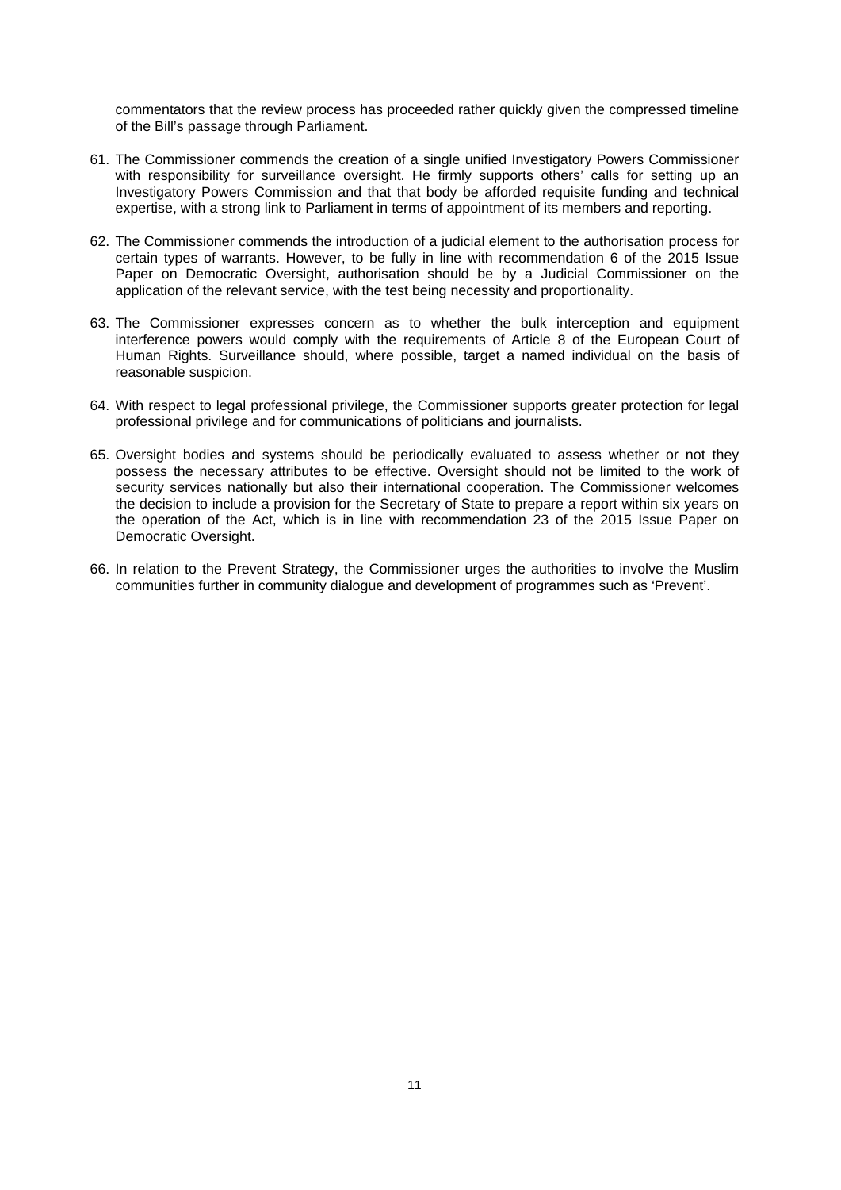commentators that the review process has proceeded rather quickly given the compressed timeline of the Bill's passage through Parliament.

61. The Commissioner commends the creation of a single unified Investigatory Powers Commissioner with responsibility for surveillance oversight. He firmly supports others' calls for setting up an Investigatory Powers Commission and that that body be afforded requisite funding and technical expertise, with a strong link to Parliament in terms of appointment of its members and reporting.

62. The Commissioner commends the introduction of a judicial element to the authorisation process for certain types of warrants. However, to be fully in line with recommendation 6 of the 2015 Issue Paper on Democratic Oversight, authorisation should be by a Judicial Commissioner on the application of the relevant service, with the test being necessity and proportionality.

63. The Commissioner expresses concern as to whether the bulk interception and equipment interference powers would comply with the requirements of Article 8 of the European Court of Human Rights. Surveillance should, where possible, target a named individual on the basis of reasonable suspicion.

64. With respect to legal professional privilege, the Commissioner supports greater protection for legal professional privilege and for communications of politicians and journalists.

65. Oversight bodies and systems should be periodically evaluated to assess whether or not they possess the necessary attributes to be effective. Oversight should not be limited to the work of security services nationally but also their international cooperation. The Commissioner welcomes the decision to include a provision for the Secretary of State to prepare a report within six years on the operation of the Act, which is in line with recommendation 23 of the 2015 Issue Paper on Democratic Oversight.

66. In relation to the Prevent Strategy, the Commissioner urges the authorities to involve the Muslim communities further in community dialogue and development of programmes such as 'Prevent'.